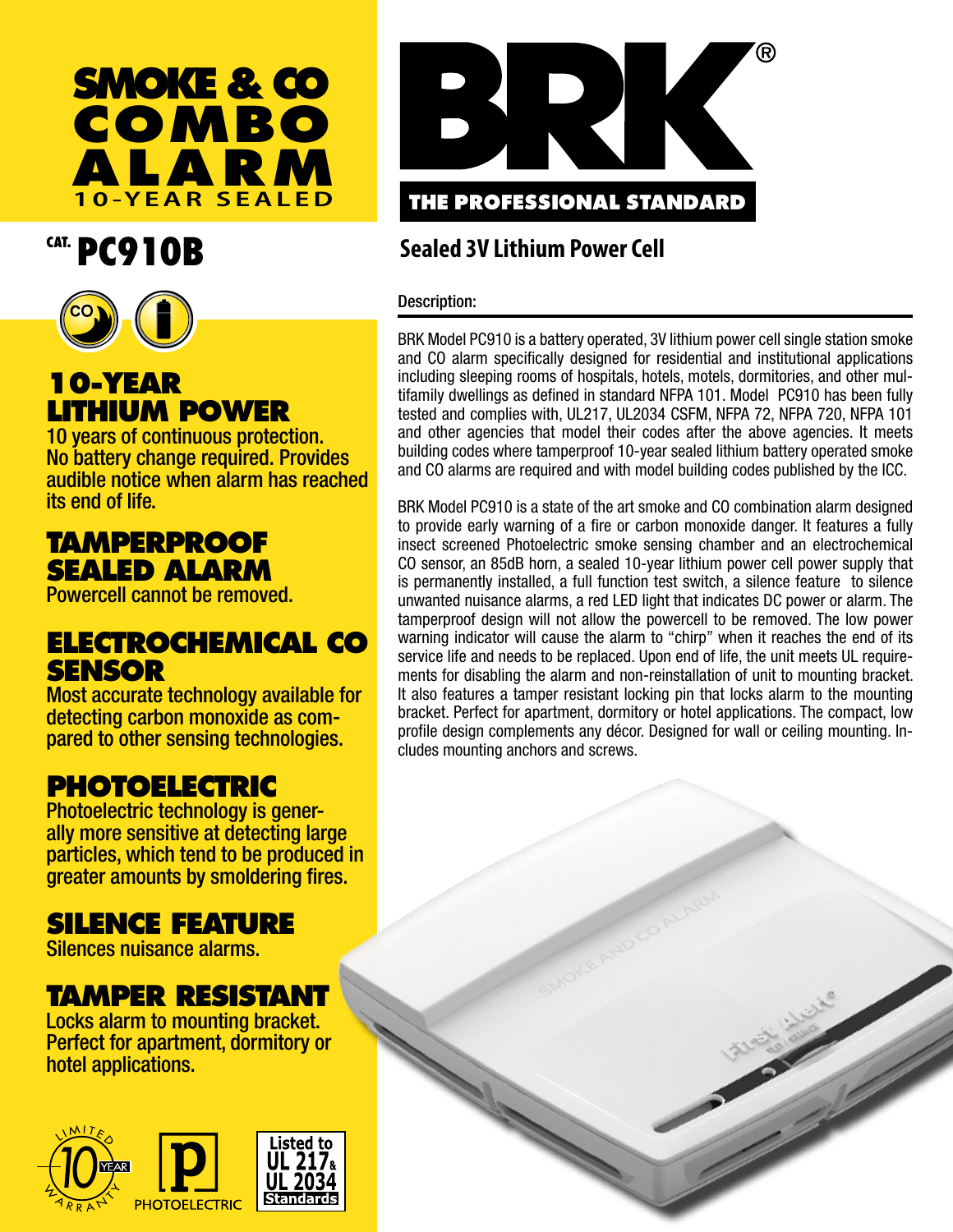# SMOKE & CO COMBO ALARM

10-YEAR SEALED

## CAT. PC910B

BRK®

THE PROFESSIONAL STANDARD

## Sealed 3V Lithium Power Cell

### 10-YEAR LITHIUM POWER

10 years of continuous protection. No battery change required. Provides audible notice when alarm has reached its end of life.

### TAMPERPROOF SEALED ALARM

Powercell cannot be removed.

### ELECTROCHEMICAL CO SENSOR

Most accurate technology available for detecting carbon monoxide as compared to other sensing technologies.

### PHOTOELECTRIC

Photoelectric technology is generally more sensitive at detecting large particles, which tend to be produced in greater amounts by smoldering fires.

### SILENCE FEATURE

Silences nuisance alarms.

### TAMPER RESISTANT

Locks alarm to mounting bracket. Perfect for apartment, dormitory or hotel applications.

LIMITED 10 YEAR WARRANTY

PHOTOELECTRIC

Listed to UL 217 & UL 2034 Standards

### Description:

BRK Model PC910 is a battery operated, 3V lithium power cell single station smoke and CO alarm specifically designed for residential and institutional applications including sleeping rooms of hospitals, hotels, motels, dormitories, and other multifamily dwellings as defined in standard NFPA 101. Model PC910 has been fully tested and complies with, UL217, UL2034 CSFM, NFPA 72, NFPA 720, NFPA 101 and other agencies that model their codes after the above agencies. It meets building codes where tamperproof 10-year sealed lithium battery operated smoke and CO alarms are required and with model building codes published by the ICC.

BRK Model PC910 is a state of the art smoke and CO combination alarm designed to provide early warning of a fire or carbon monoxide danger. It features a fully insect screened Photoelectric smoke sensing chamber and an electrochemical CO sensor, an 85dB horn, a sealed 10-year lithium power cell power supply that is permanently installed, a full function test switch, a silence feature to silence unwanted nuisance alarms, a red LED light that indicates DC power or alarm. The tamperproof design will not allow the powercell to be removed. The low power warning indicator will cause the alarm to "chirp" when it reaches the end of its service life and needs to be replaced. Upon end of life, the unit meets UL requirements for disabling the alarm and non-reinstallation of unit to mounting bracket. It also features a tamper resistant locking pin that locks alarm to the mounting bracket. Perfect for apartment, dormitory or hotel applications. The compact, low profile design complements any décor. Designed for wall or ceiling mounting. Includes mounting anchors and screws.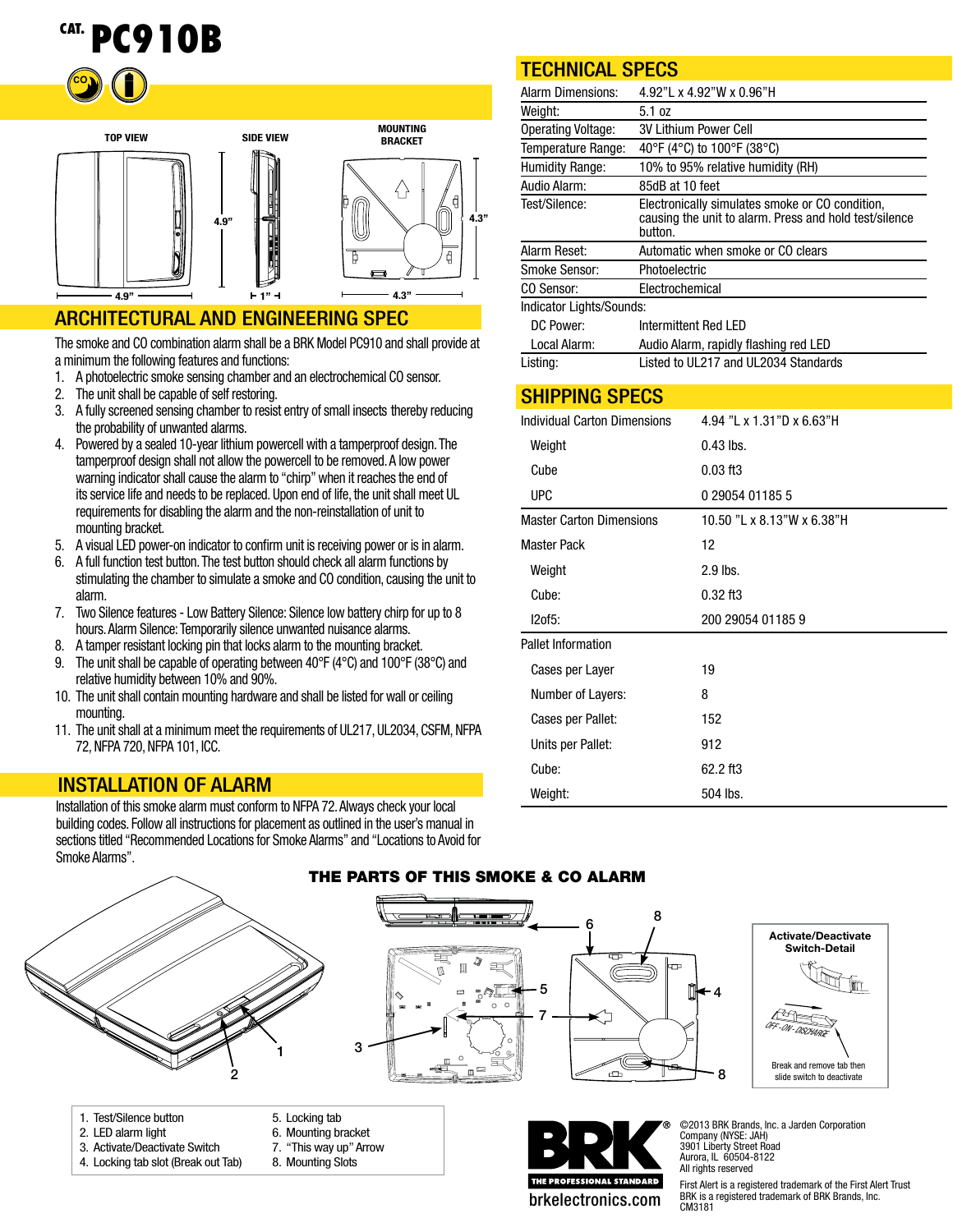# CAT. PC910B

TOP VIEW

SIDE VIEW

MOUNTING BRACKET

4.9"

4.9"

1"

4.3"

4.3"

## ARCHITECTURAL AND ENGINEERING SPEC

The smoke and CO combination alarm shall be a BRK Model PC910 and shall provide at a minimum the following features and functions:

1. A photoelectric smoke sensing chamber and an electrochemical CO sensor.
2. The unit shall be capable of self restoring.
3. A fully screened sensing chamber to resist entry of small insects thereby reducing the probability of unwanted alarms.
4. Powered by a sealed 10-year lithium powercell with a tamperproof design. The tamperproof design shall not allow the powercell to be removed. A low power warning indicator shall cause the alarm to "chirp" when it reaches the end of its service life and needs to be replaced. Upon end of life, the unit shall meet UL requirements for disabling the alarm and the non-reinstallation of unit to mounting bracket.
5. A visual LED power-on indicator to confirm unit is receiving power or is in alarm.
6. A full function test button. The test button should check all alarm functions by stimulating the chamber to simulate a smoke and CO condition, causing the unit to alarm.
7. Two Silence features - Low Battery Silence: Silence low battery chirp for up to 8 hours. Alarm Silence: Temporarily silence unwanted nuisance alarms.
8. A tamper resistant locking pin that locks alarm to the mounting bracket.
9. The unit shall be capable of operating between 40°F (4°C) and 100°F (38°C) and relative humidity between 10% and 90%.
10. The unit shall contain mounting hardware and shall be listed for wall or ceiling mounting.
11. The unit shall at a minimum meet the requirements of UL217, UL2034, CSFM, NFPA 72, NFPA 720, NFPA 101, ICC.

## INSTALLATION OF ALARM

Installation of this smoke alarm must conform to NFPA 72. Always check your local building codes. Follow all instructions for placement as outlined in the user's manual in sections titled "Recommended Locations for Smoke Alarms" and "Locations to Avoid for Smoke Alarms".

## TECHNICAL SPECS

| | |
|---|---|
| Alarm Dimensions: | 4.92"L x 4.92"W x 0.96"H |
| Weight: | 5.1 oz |
| Operating Voltage: | 3V Lithium Power Cell |
| Temperature Range: | 40°F (4°C) to 100°F (38°C) |
| Humidity Range: | 10% to 95% relative humidity (RH) |
| Audio Alarm: | 85dB at 10 feet |
| Test/Silence: | Electronically simulates smoke or CO condition, causing the unit to alarm. Press and hold test/silence button. |
| Alarm Reset: | Automatic when smoke or CO clears |
| Smoke Sensor: | Photoelectric |
| CO Sensor: | Electrochemical |
| Indicator Lights/Sounds: | |
| DC Power: | Intermittent Red LED |
| Local Alarm: | Audio Alarm, rapidly flashing red LED |
| Listing: | Listed to UL217 and UL2034 Standards |

## SHIPPING SPECS

| | |
|---|---|
| Individual Carton Dimensions | 4.94 "L x 1.31"D x 6.63"H |
| Weight | 0.43 lbs. |
| Cube | 0.03 ft3 |
| UPC | 0 29054 01185 5 |
| Master Carton Dimensions | 10.50 "L x 8.13"W x 6.38"H |
| Master Pack | 12 |
| Weight | 2.9 lbs. |
| Cube: | 0.32 ft3 |
| I2of5: | 200 29054 01185 9 |
| Pallet Information | |
| Cases per Layer | 19 |
| Number of Layers: | 8 |
| Cases per Pallet: | 152 |
| Units per Pallet: | 912 |
| Cube: | 62.2 ft3 |
| Weight: | 504 lbs. |

## THE PARTS OF THIS SMOKE & CO ALARM

Activate/Deactivate Switch-Detail

OFF - ON - DISCHARGE

Break and remove tab then slide switch to deactivate

1. Test/Silence button
2. LED alarm light
3. Activate/Deactivate Switch
4. Locking tab slot (Break out Tab)
5. Locking tab
6. Mounting bracket
7. "This way up" Arrow
8. Mounting Slots

BRK® THE PROFESSIONAL STANDARD

brkelectronics.com

©2013 BRK Brands, Inc. a Jarden Corporation Company (NYSE: JAH)
3901 Liberty Street Road
Aurora, IL 60504-8122
All rights reserved

First Alert is a registered trademark of the First Alert Trust
BRK is a registered trademark of BRK Brands, Inc.
CM3181